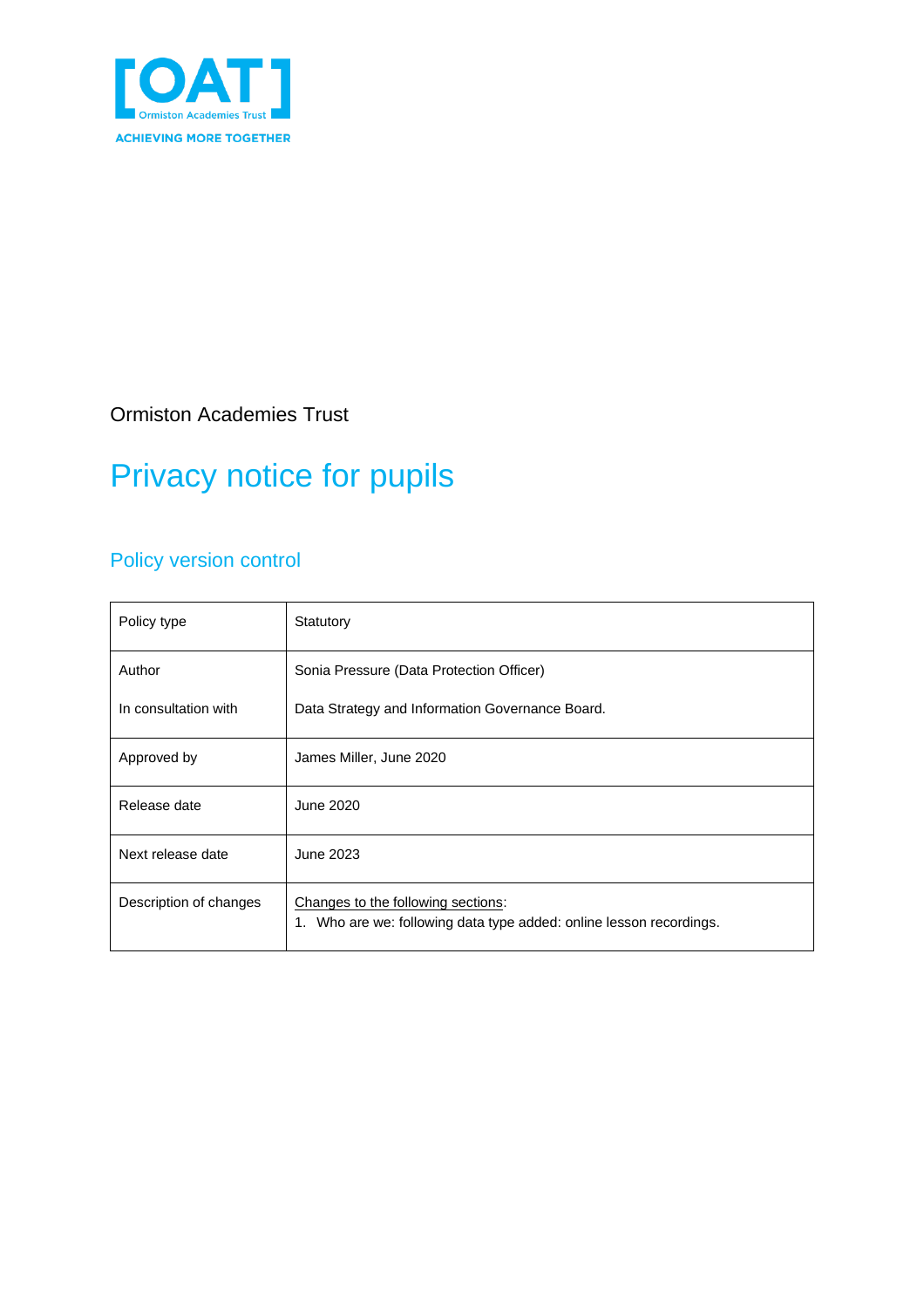[OAT]
Ormiston Academies Trust
ACHIEVING MORE TOGETHER

Ormiston Academies Trust

# Privacy notice for pupils

## Policy version control

| Policy type | Statutory |
|---|---|
| Author<br><br>In consultation with | Sonia Pressure (Data Protection Officer)<br><br>Data Strategy and Information Governance Board. |
| Approved by | James Miller, June 2020 |
| Release date | June 2020 |
| Next release date | June 2023 |
| Description of changes | Changes to the following sections:<br>1. Who are we: following data type added: online lesson recordings. |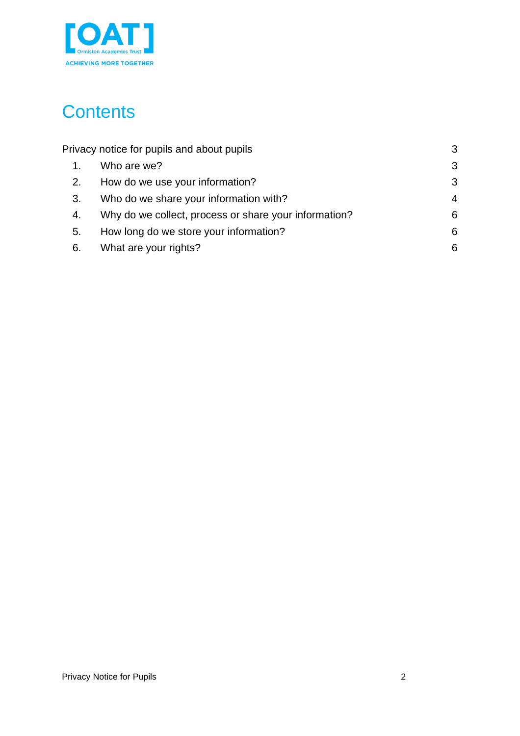# Contents

Privacy notice for pupils and about pupils 3

1. Who are we? 3
2. How do we use your information? 3
3. Who do we share your information with? 4
4. Why do we collect, process or share your information? 6
5. How long do we store your information? 6
6. What are your rights? 6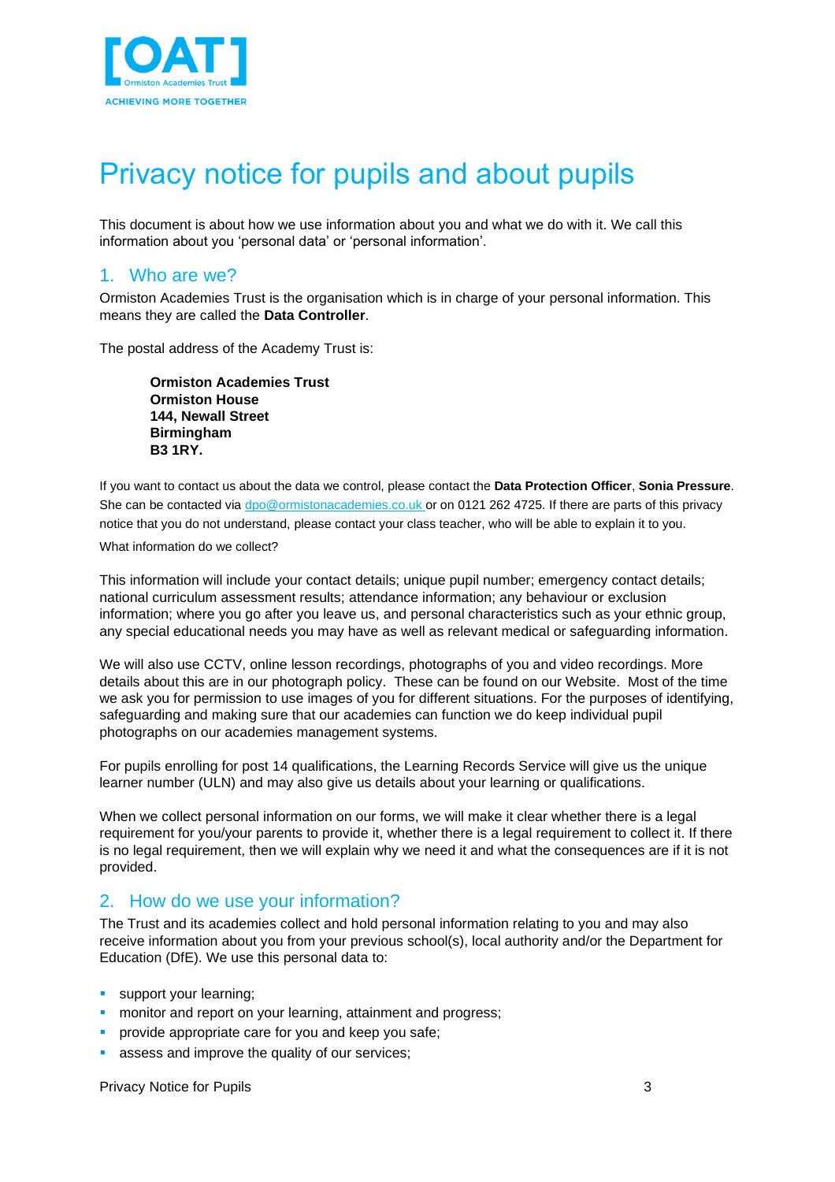# Privacy notice for pupils and about pupils

This document is about how we use information about you and what we do with it. We call this information about you 'personal data' or 'personal information'.

## 1. Who are we?

Ormiston Academies Trust is the organisation which is in charge of your personal information. This means they are called the **Data Controller**.

The postal address of the Academy Trust is:

**Ormiston Academies Trust**
**Ormiston House**
**144, Newall Street**
**Birmingham**
**B3 1RY.**

If you want to contact us about the data we control, please contact the **Data Protection Officer**, **Sonia Pressure**. She can be contacted via dpo@ormistonacademies.co.uk or on 0121 262 4725. If there are parts of this privacy notice that you do not understand, please contact your class teacher, who will be able to explain it to you.

What information do we collect?

This information will include your contact details; unique pupil number; emergency contact details; national curriculum assessment results; attendance information; any behaviour or exclusion information; where you go after you leave us, and personal characteristics such as your ethnic group, any special educational needs you may have as well as relevant medical or safeguarding information.

We will also use CCTV, online lesson recordings, photographs of you and video recordings. More details about this are in our photograph policy. These can be found on our Website. Most of the time we ask you for permission to use images of you for different situations. For the purposes of identifying, safeguarding and making sure that our academies can function we do keep individual pupil photographs on our academies management systems.

For pupils enrolling for post 14 qualifications, the Learning Records Service will give us the unique learner number (ULN) and may also give us details about your learning or qualifications.

When we collect personal information on our forms, we will make it clear whether there is a legal requirement for you/your parents to provide it, whether there is a legal requirement to collect it. If there is no legal requirement, then we will explain why we need it and what the consequences are if it is not provided.

## 2. How do we use your information?

The Trust and its academies collect and hold personal information relating to you and may also receive information about you from your previous school(s), local authority and/or the Department for Education (DfE). We use this personal data to:

- support your learning;
- monitor and report on your learning, attainment and progress;
- provide appropriate care for you and keep you safe;
- assess and improve the quality of our services;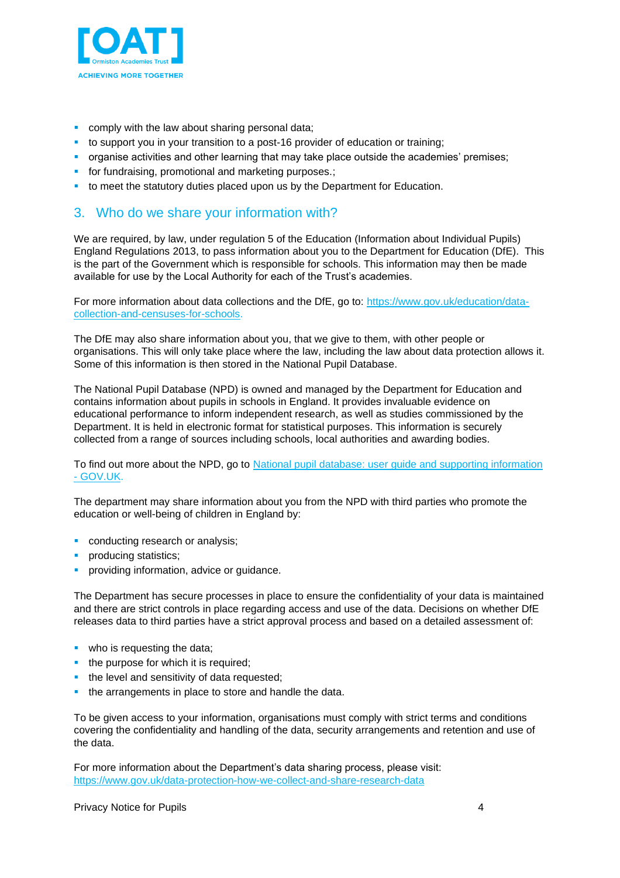- comply with the law about sharing personal data;
- to support you in your transition to a post-16 provider of education or training;
- organise activities and other learning that may take place outside the academies' premises;
- for fundraising, promotional and marketing purposes.;
- to meet the statutory duties placed upon us by the Department for Education.

## 3. Who do we share your information with?

We are required, by law, under regulation 5 of the Education (Information about Individual Pupils) England Regulations 2013, to pass information about you to the Department for Education (DfE). This is the part of the Government which is responsible for schools. This information may then be made available for use by the Local Authority for each of the Trust's academies.

For more information about data collections and the DfE, go to: [https://www.gov.uk/education/data-collection-and-censuses-for-schools](https://www.gov.uk/education/data-collection-and-censuses-for-schools).

The DfE may also share information about you, that we give to them, with other people or organisations. This will only take place where the law, including the law about data protection allows it. Some of this information is then stored in the National Pupil Database.

The National Pupil Database (NPD) is owned and managed by the Department for Education and contains information about pupils in schools in England. It provides invaluable evidence on educational performance to inform independent research, as well as studies commissioned by the Department. It is held in electronic format for statistical purposes. This information is securely collected from a range of sources including schools, local authorities and awarding bodies.

To find out more about the NPD, go to National pupil database: user guide and supporting information - GOV.UK.

The department may share information about you from the NPD with third parties who promote the education or well-being of children in England by:

- conducting research or analysis;
- producing statistics;
- providing information, advice or guidance.

The Department has secure processes in place to ensure the confidentiality of your data is maintained and there are strict controls in place regarding access and use of the data. Decisions on whether DfE releases data to third parties have a strict approval process and based on a detailed assessment of:

- who is requesting the data;
- the purpose for which it is required;
- the level and sensitivity of data requested;
- the arrangements in place to store and handle the data.

To be given access to your information, organisations must comply with strict terms and conditions covering the confidentiality and handling of the data, security arrangements and retention and use of the data.

For more information about the Department's data sharing process, please visit:
[https://www.gov.uk/data-protection-how-we-collect-and-share-research-data](https://www.gov.uk/data-protection-how-we-collect-and-share-research-data)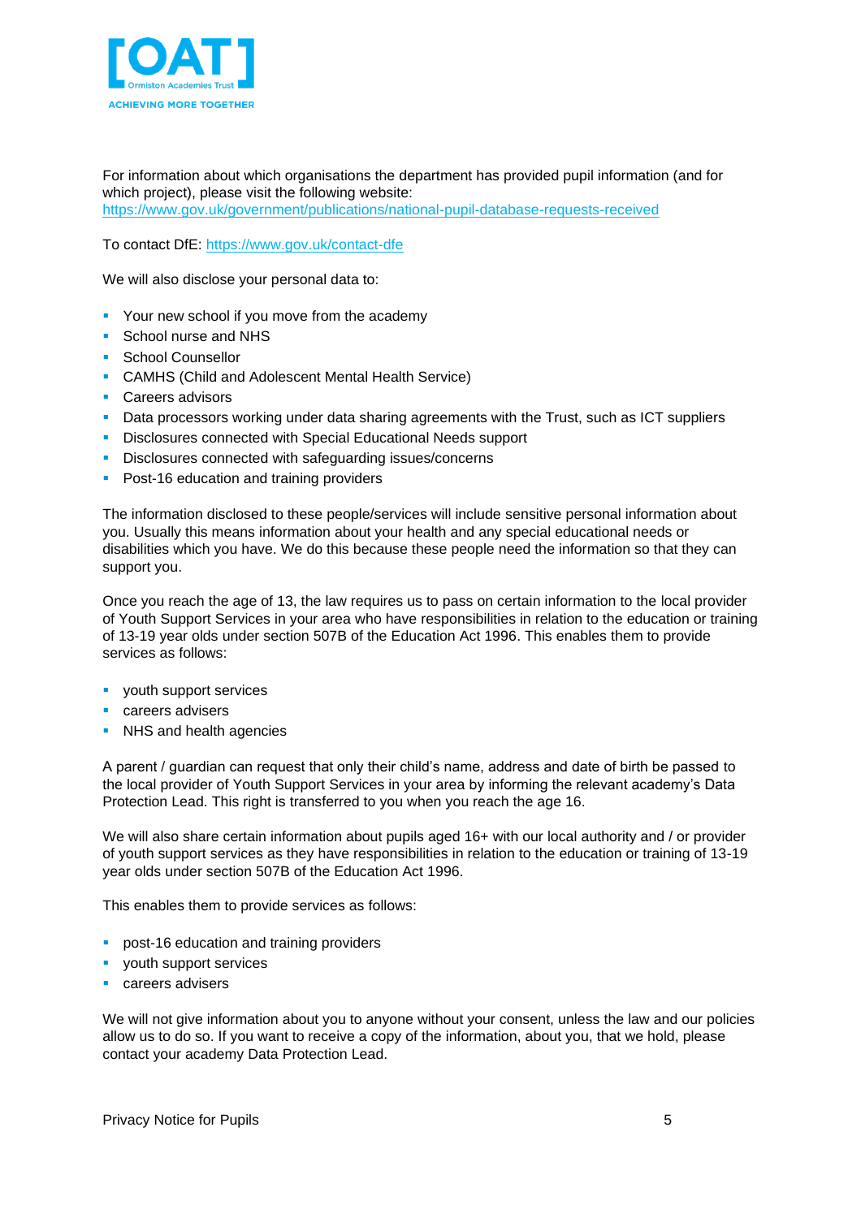For information about which organisations the department has provided pupil information (and for which project), please visit the following website: [https://www.gov.uk/government/publications/national-pupil-database-requests-received](https://www.gov.uk/government/publications/national-pupil-database-requests-received)

To contact DfE: [https://www.gov.uk/contact-dfe](https://www.gov.uk/contact-dfe)

We will also disclose your personal data to:

- Your new school if you move from the academy
- School nurse and NHS
- School Counsellor
- CAMHS (Child and Adolescent Mental Health Service)
- Careers advisors
- Data processors working under data sharing agreements with the Trust, such as ICT suppliers
- Disclosures connected with Special Educational Needs support
- Disclosures connected with safeguarding issues/concerns
- Post-16 education and training providers

The information disclosed to these people/services will include sensitive personal information about you. Usually this means information about your health and any special educational needs or disabilities which you have. We do this because these people need the information so that they can support you.

Once you reach the age of 13, the law requires us to pass on certain information to the local provider of Youth Support Services in your area who have responsibilities in relation to the education or training of 13-19 year olds under section 507B of the Education Act 1996. This enables them to provide services as follows:

- youth support services
- careers advisers
- NHS and health agencies

A parent / guardian can request that only their child's name, address and date of birth be passed to the local provider of Youth Support Services in your area by informing the relevant academy's Data Protection Lead. This right is transferred to you when you reach the age 16.

We will also share certain information about pupils aged 16+ with our local authority and / or provider of youth support services as they have responsibilities in relation to the education or training of 13-19 year olds under section 507B of the Education Act 1996.

This enables them to provide services as follows:

- post-16 education and training providers
- youth support services
- careers advisers

We will not give information about you to anyone without your consent, unless the law and our policies allow us to do so. If you want to receive a copy of the information, about you, that we hold, please contact your academy Data Protection Lead.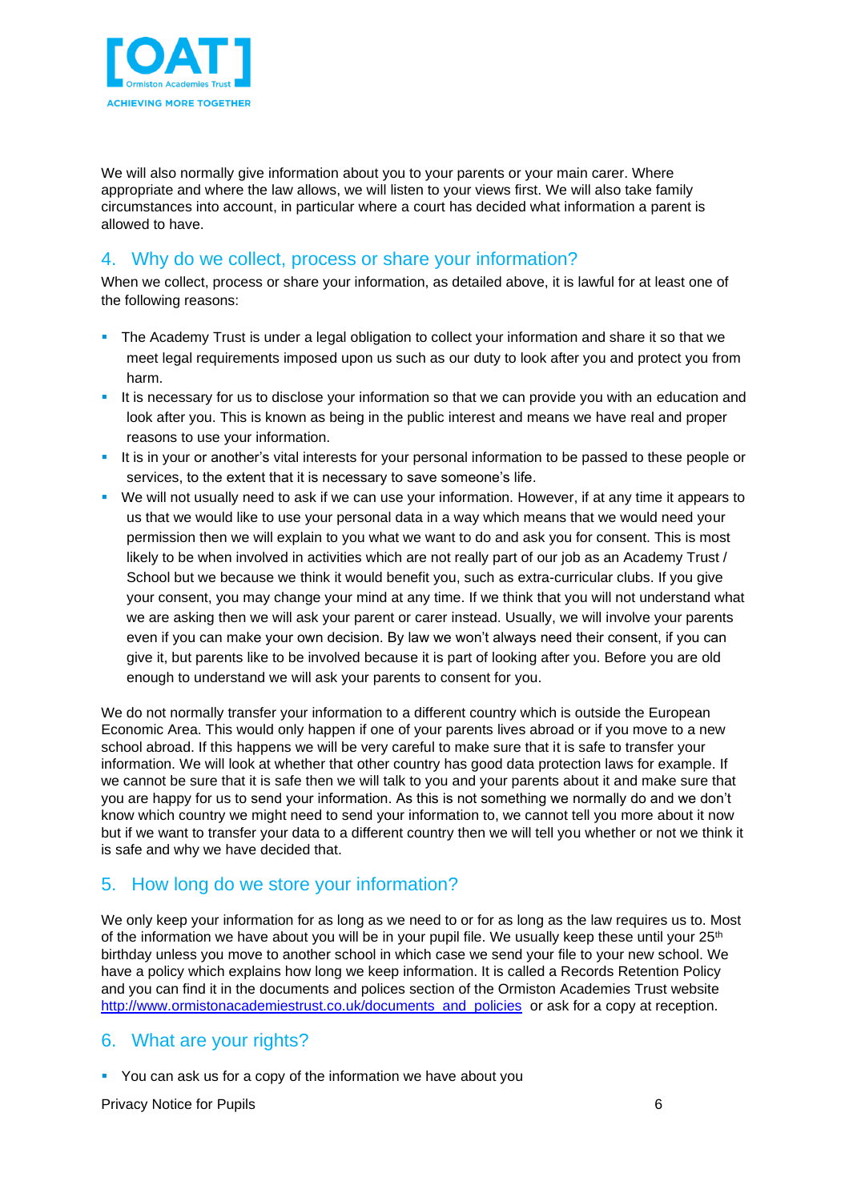We will also normally give information about you to your parents or your main carer. Where appropriate and where the law allows, we will listen to your views first. We will also take family circumstances into account, in particular where a court has decided what information a parent is allowed to have.

## 4. Why do we collect, process or share your information?

When we collect, process or share your information, as detailed above, it is lawful for at least one of the following reasons:

- The Academy Trust is under a legal obligation to collect your information and share it so that we meet legal requirements imposed upon us such as our duty to look after you and protect you from harm.
- It is necessary for us to disclose your information so that we can provide you with an education and look after you. This is known as being in the public interest and means we have real and proper reasons to use your information.
- It is in your or another's vital interests for your personal information to be passed to these people or services, to the extent that it is necessary to save someone's life.
- We will not usually need to ask if we can use your information. However, if at any time it appears to us that we would like to use your personal data in a way which means that we would need your permission then we will explain to you what we want to do and ask you for consent. This is most likely to be when involved in activities which are not really part of our job as an Academy Trust / School but we because we think it would benefit you, such as extra-curricular clubs. If you give your consent, you may change your mind at any time. If we think that you will not understand what we are asking then we will ask your parent or carer instead. Usually, we will involve your parents even if you can make your own decision. By law we won't always need their consent, if you can give it, but parents like to be involved because it is part of looking after you. Before you are old enough to understand we will ask your parents to consent for you.

We do not normally transfer your information to a different country which is outside the European Economic Area. This would only happen if one of your parents lives abroad or if you move to a new school abroad. If this happens we will be very careful to make sure that it is safe to transfer your information. We will look at whether that other country has good data protection laws for example. If we cannot be sure that it is safe then we will talk to you and your parents about it and make sure that you are happy for us to send your information. As this is not something we normally do and we don't know which country we might need to send your information to, we cannot tell you more about it now but if we want to transfer your data to a different country then we will tell you whether or not we think it is safe and why we have decided that.

## 5. How long do we store your information?

We only keep your information for as long as we need to or for as long as the law requires us to. Most of the information we have about you will be in your pupil file. We usually keep these until your 25th birthday unless you move to another school in which case we send your file to your new school. We have a policy which explains how long we keep information. It is called a Records Retention Policy and you can find it in the documents and polices section of the Ormiston Academies Trust website [http://www.ormistonacademiestrust.co.uk/documents_and_policies](http://www.ormistonacademiestrust.co.uk/documents_and_policies) or ask for a copy at reception.

## 6. What are your rights?

- You can ask us for a copy of the information we have about you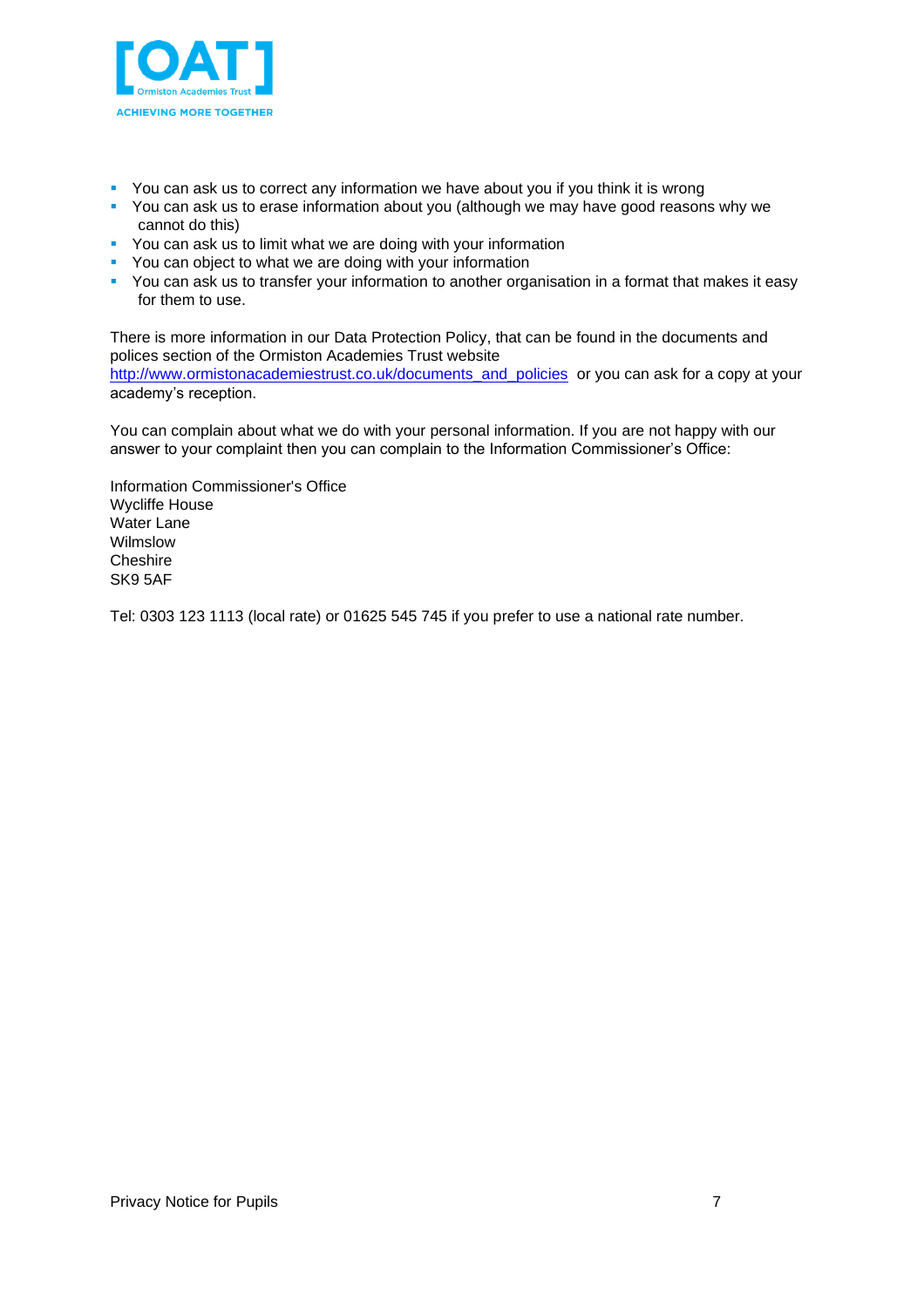- You can ask us to correct any information we have about you if you think it is wrong
- You can ask us to erase information about you (although we may have good reasons why we cannot do this)
- You can ask us to limit what we are doing with your information
- You can object to what we are doing with your information
- You can ask us to transfer your information to another organisation in a format that makes it easy for them to use.

There is more information in our Data Protection Policy, that can be found in the documents and polices section of the Ormiston Academies Trust website [http://www.ormistonacademiestrust.co.uk/documents_and_policies](http://www.ormistonacademiestrust.co.uk/documents_and_policies) or you can ask for a copy at your academy's reception.

You can complain about what we do with your personal information. If you are not happy with our answer to your complaint then you can complain to the Information Commissioner's Office:

Information Commissioner's Office
Wycliffe House
Water Lane
Wilmslow
Cheshire
SK9 5AF

Tel: 0303 123 1113 (local rate) or 01625 545 745 if you prefer to use a national rate number.